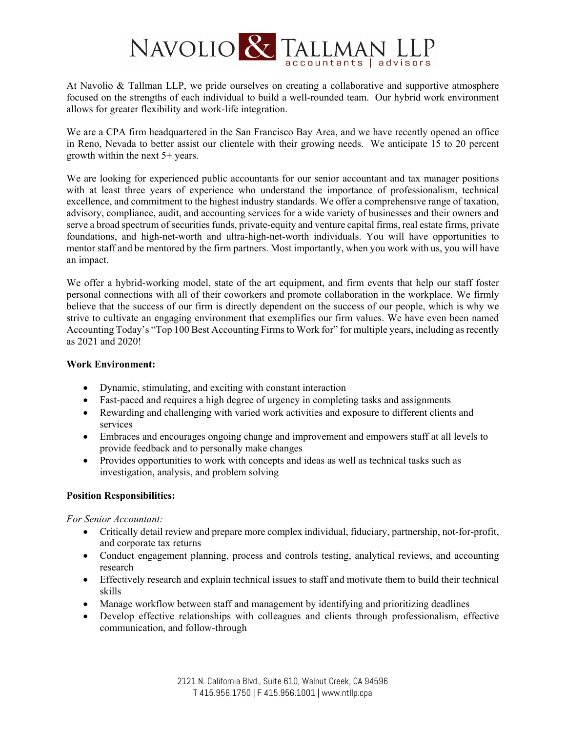# NAVOLIO & TALLMAN LLP

accountants | advisors

At Navolio & Tallman LLP, we pride ourselves on creating a collaborative and supportive atmosphere focused on the strengths of each individual to build a well-rounded team. Our hybrid work environment allows for greater flexibility and work-life integration.

We are a CPA firm headquartered in the San Francisco Bay Area, and we have recently opened an office in Reno, Nevada to better assist our clientele with their growing needs. We anticipate 15 to 20 percent growth within the next 5+ years.

We are looking for experienced public accountants for our senior accountant and tax manager positions with at least three years of experience who understand the importance of professionalism, technical excellence, and commitment to the highest industry standards. We offer a comprehensive range of taxation, advisory, compliance, audit, and accounting services for a wide variety of businesses and their owners and serve a broad spectrum of securities funds, private-equity and venture capital firms, real estate firms, private foundations, and high-net-worth and ultra-high-net-worth individuals. You will have opportunities to mentor staff and be mentored by the firm partners. Most importantly, when you work with us, you will have an impact.

We offer a hybrid-working model, state of the art equipment, and firm events that help our staff foster personal connections with all of their coworkers and promote collaboration in the workplace. We firmly believe that the success of our firm is directly dependent on the success of our people, which is why we strive to cultivate an engaging environment that exemplifies our firm values. We have even been named Accounting Today's "Top 100 Best Accounting Firms to Work for" for multiple years, including as recently as 2021 and 2020!

**Work Environment:**

- Dynamic, stimulating, and exciting with constant interaction
- Fast-paced and requires a high degree of urgency in completing tasks and assignments
- Rewarding and challenging with varied work activities and exposure to different clients and services
- Embraces and encourages ongoing change and improvement and empowers staff at all levels to provide feedback and to personally make changes
- Provides opportunities to work with concepts and ideas as well as technical tasks such as investigation, analysis, and problem solving

**Position Responsibilities:**

*For Senior Accountant:*

- Critically detail review and prepare more complex individual, fiduciary, partnership, not-for-profit, and corporate tax returns
- Conduct engagement planning, process and controls testing, analytical reviews, and accounting research
- Effectively research and explain technical issues to staff and motivate them to build their technical skills
- Manage workflow between staff and management by identifying and prioritizing deadlines
- Develop effective relationships with colleagues and clients through professionalism, effective communication, and follow-through

2121 N. California Blvd., Suite 610, Walnut Creek, CA 94596
T 415.956.1750 | F 415.956.1001 | www.ntllp.cpa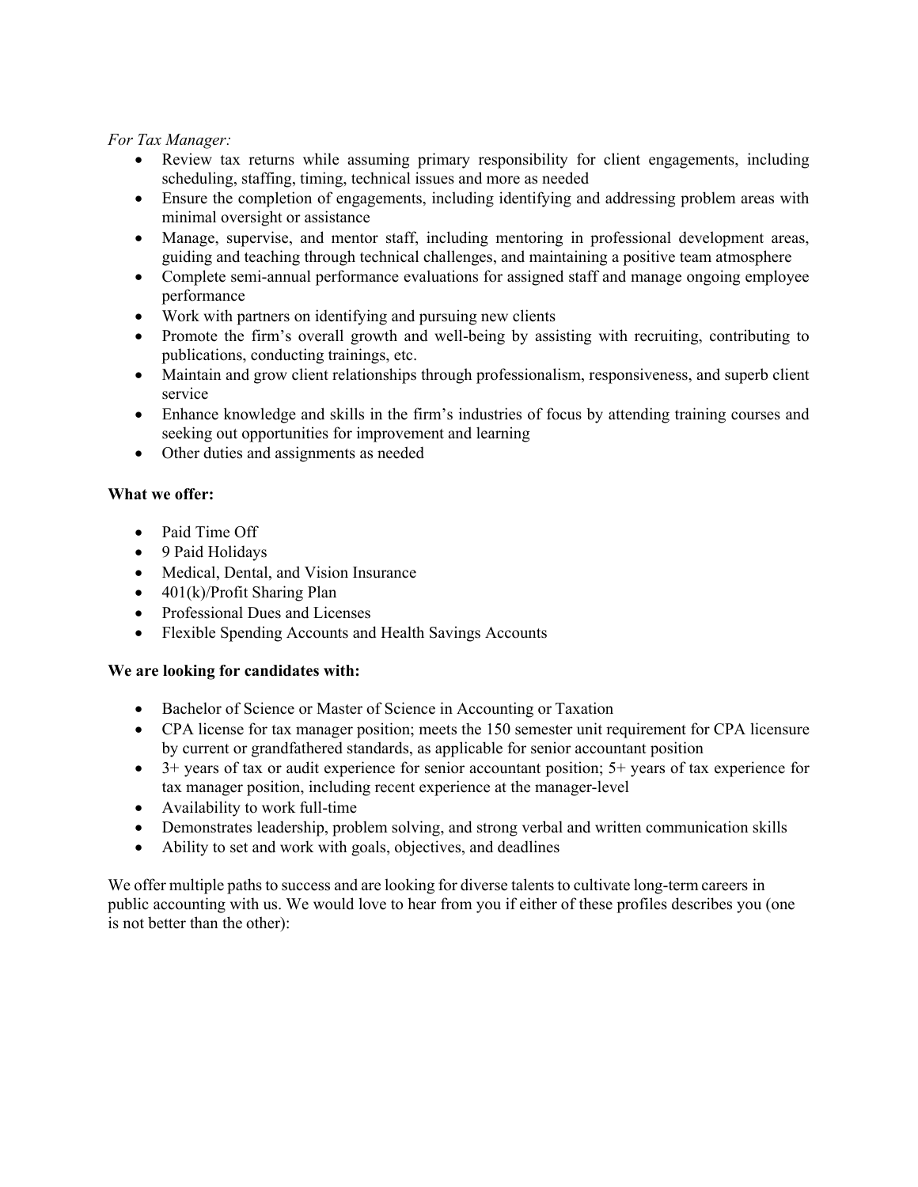*For Tax Manager:*

- Review tax returns while assuming primary responsibility for client engagements, including scheduling, staffing, timing, technical issues and more as needed
- Ensure the completion of engagements, including identifying and addressing problem areas with minimal oversight or assistance
- Manage, supervise, and mentor staff, including mentoring in professional development areas, guiding and teaching through technical challenges, and maintaining a positive team atmosphere
- Complete semi-annual performance evaluations for assigned staff and manage ongoing employee performance
- Work with partners on identifying and pursuing new clients
- Promote the firm's overall growth and well-being by assisting with recruiting, contributing to publications, conducting trainings, etc.
- Maintain and grow client relationships through professionalism, responsiveness, and superb client service
- Enhance knowledge and skills in the firm's industries of focus by attending training courses and seeking out opportunities for improvement and learning
- Other duties and assignments as needed

**What we offer:**

- Paid Time Off
- 9 Paid Holidays
- Medical, Dental, and Vision Insurance
- 401(k)/Profit Sharing Plan
- Professional Dues and Licenses
- Flexible Spending Accounts and Health Savings Accounts

**We are looking for candidates with:**

- Bachelor of Science or Master of Science in Accounting or Taxation
- CPA license for tax manager position; meets the 150 semester unit requirement for CPA licensure by current or grandfathered standards, as applicable for senior accountant position
- 3+ years of tax or audit experience for senior accountant position; 5+ years of tax experience for tax manager position, including recent experience at the manager-level
- Availability to work full-time
- Demonstrates leadership, problem solving, and strong verbal and written communication skills
- Ability to set and work with goals, objectives, and deadlines

We offer multiple paths to success and are looking for diverse talents to cultivate long-term careers in public accounting with us. We would love to hear from you if either of these profiles describes you (one is not better than the other):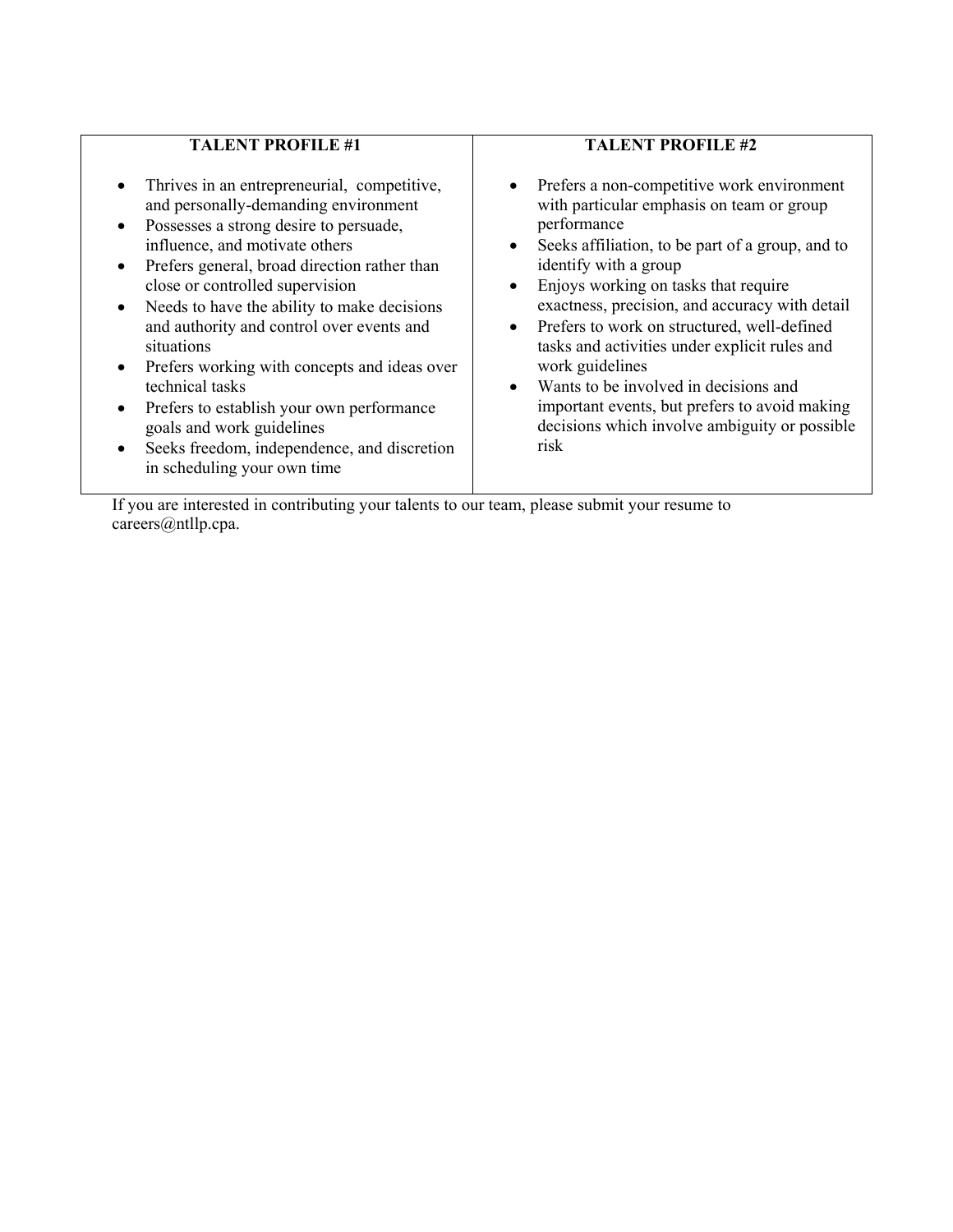| TALENT PROFILE #1 | TALENT PROFILE #2 |
| --- | --- |
| • Thrives in an entrepreneurial, competitive, and personally-demanding environment<br>• Possesses a strong desire to persuade, influence, and motivate others<br>• Prefers general, broad direction rather than close or controlled supervision<br>• Needs to have the ability to make decisions and authority and control over events and situations<br>• Prefers working with concepts and ideas over technical tasks<br>• Prefers to establish your own performance goals and work guidelines<br>• Seeks freedom, independence, and discretion in scheduling your own time | • Prefers a non-competitive work environment with particular emphasis on team or group performance<br>• Seeks affiliation, to be part of a group, and to identify with a group<br>• Enjoys working on tasks that require exactness, precision, and accuracy with detail<br>• Prefers to work on structured, well-defined tasks and activities under explicit rules and work guidelines<br>• Wants to be involved in decisions and important events, but prefers to avoid making decisions which involve ambiguity or possible risk |

If you are interested in contributing your talents to our team, please submit your resume to careers@ntllp.cpa.